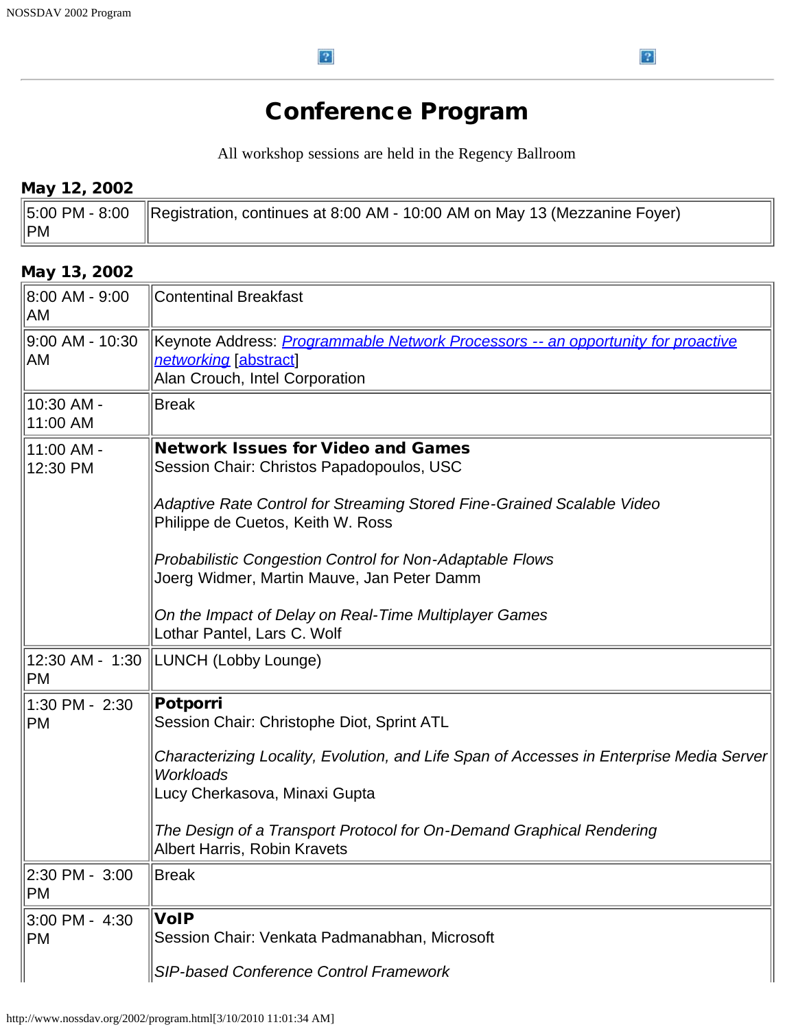# Conference Program

All workshop sessions are held in the Regency Ballroom

### May 12, 2002

| | |
|---|---|
| 5:00 PM - 8:00 PM | Registration, continues at 8:00 AM - 10:00 AM on May 13 (Mezzanine Foyer) |

### May 13, 2002

| | |
|---|---|
| 8:00 AM - 9:00 AM | Contentinal Breakfast |
| 9:00 AM - 10:30 AM | Keynote Address: *Programmable Network Processors -- an opportunity for proactive networking* [abstract]<br>Alan Crouch, Intel Corporation |
| 10:30 AM - 11:00 AM | Break |
| 11:00 AM - 12:30 PM | **Network Issues for Video and Games**<br>Session Chair: Christos Papadopoulos, USC<br><br>*Adaptive Rate Control for Streaming Stored Fine-Grained Scalable Video*<br>Philippe de Cuetos, Keith W. Ross<br><br>*Probabilistic Congestion Control for Non-Adaptable Flows*<br>Joerg Widmer, Martin Mauve, Jan Peter Damm<br><br>*On the Impact of Delay on Real-Time Multiplayer Games*<br>Lothar Pantel, Lars C. Wolf |
| 12:30 AM - 1:30 PM | LUNCH (Lobby Lounge) |
| 1:30 PM - 2:30 PM | **Potporri**<br>Session Chair: Christophe Diot, Sprint ATL<br><br>*Characterizing Locality, Evolution, and Life Span of Accesses in Enterprise Media Server Workloads*<br>Lucy Cherkasova, Minaxi Gupta<br><br>*The Design of a Transport Protocol for On-Demand Graphical Rendering*<br>Albert Harris, Robin Kravets |
| 2:30 PM - 3:00 PM | Break |
| 3:00 PM - 4:30 PM | **VoIP**<br>Session Chair: Venkata Padmanabhan, Microsoft<br><br>*SIP-based Conference Control Framework* |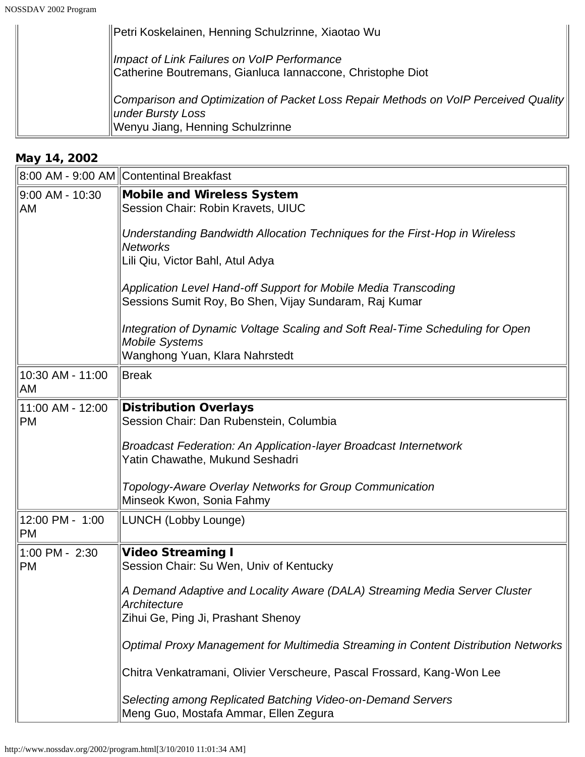| | |
|---|---|
| | Petri Koskelainen, Henning Schulzrinne, Xiaotao Wu<br><br>*Impact of Link Failures on VoIP Performance*<br>Catherine Boutremans, Gianluca Iannaccone, Christophe Diot<br><br>*Comparison and Optimization of Packet Loss Repair Methods on VoIP Perceived Quality under Bursty Loss*<br>Wenyu Jiang, Henning Schulzrinne |

## May 14, 2002

| | |
|---|---|
| 8:00 AM - 9:00 AM | Contentinal Breakfast |
| 9:00 AM - 10:30 AM | **Mobile and Wireless System**<br>Session Chair: Robin Kravets, UIUC<br><br>*Understanding Bandwidth Allocation Techniques for the First-Hop in Wireless Networks*<br>Lili Qiu, Victor Bahl, Atul Adya<br><br>*Application Level Hand-off Support for Mobile Media Transcoding*<br>Sessions Sumit Roy, Bo Shen, Vijay Sundaram, Raj Kumar<br><br>*Integration of Dynamic Voltage Scaling and Soft Real-Time Scheduling for Open Mobile Systems*<br>Wanghong Yuan, Klara Nahrstedt |
| 10:30 AM - 11:00 AM | Break |
| 11:00 AM - 12:00 PM | **Distribution Overlays**<br>Session Chair: Dan Rubenstein, Columbia<br><br>*Broadcast Federation: An Application-layer Broadcast Internetwork*<br>Yatin Chawathe, Mukund Seshadri<br><br>*Topology-Aware Overlay Networks for Group Communication*<br>Minseok Kwon, Sonia Fahmy |
| 12:00 PM - 1:00 PM | LUNCH (Lobby Lounge) |
| 1:00 PM - 2:30 PM | **Video Streaming I**<br>Session Chair: Su Wen, Univ of Kentucky<br><br>*A Demand Adaptive and Locality Aware (DALA) Streaming Media Server Cluster Architecture*<br>Zihui Ge, Ping Ji, Prashant Shenoy<br><br>*Optimal Proxy Management for Multimedia Streaming in Content Distribution Networks*<br><br>Chitra Venkatramani, Olivier Verscheure, Pascal Frossard, Kang-Won Lee<br><br>*Selecting among Replicated Batching Video-on-Demand Servers*<br>Meng Guo, Mostafa Ammar, Ellen Zegura |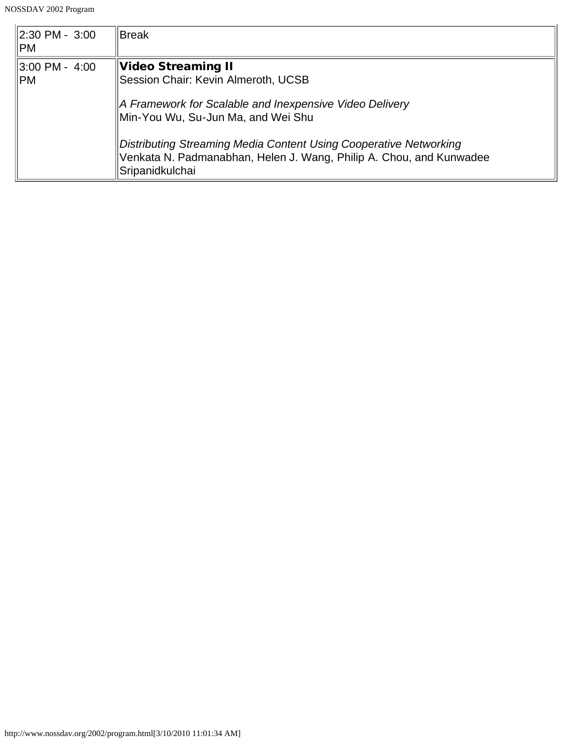| | |
|---|---|
| 2:30 PM - 3:00 PM | Break |
| 3:00 PM - 4:00 PM | **Video Streaming II**<br>Session Chair: Kevin Almeroth, UCSB<br><br>*A Framework for Scalable and Inexpensive Video Delivery*<br>Min-You Wu, Su-Jun Ma, and Wei Shu<br><br>*Distributing Streaming Media Content Using Cooperative Networking*<br>Venkata N. Padmanabhan, Helen J. Wang, Philip A. Chou, and Kunwadee Sripanidkulchai |